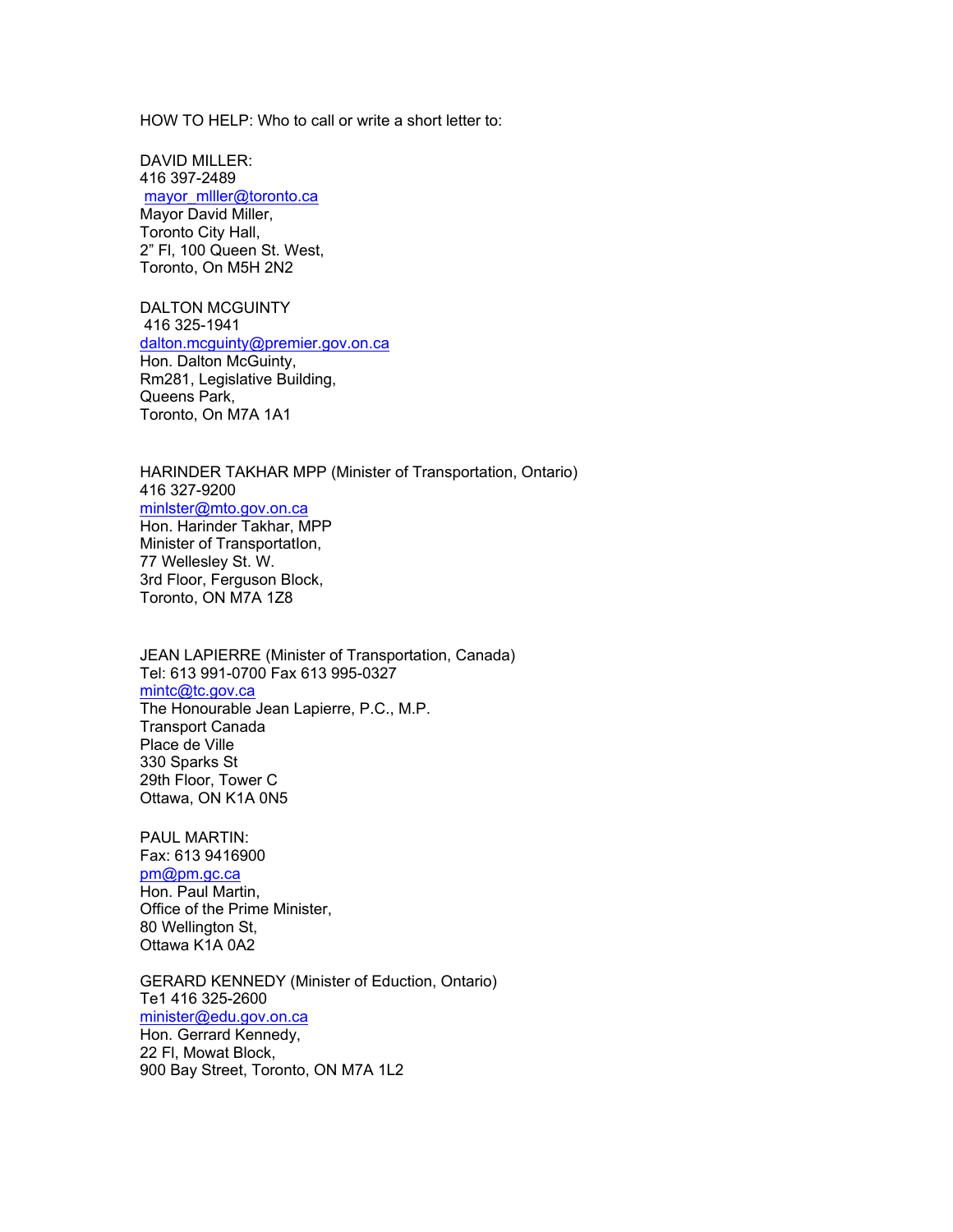HOW TO HELP: Who to call or write a short letter to:

DAVID MILLER:  
416 397-2489  
mayor_mlller@toronto.ca  
Mayor David Miller,  
Toronto City Hall,  
2" Fl, 100 Queen St. West,  
Toronto, On M5H 2N2

DALTON MCGUINTY  
416 325-1941  
dalton.mcguinty@premier.gov.on.ca  
Hon. Dalton McGuinty,  
Rm281, Legislative Building,  
Queens Park,  
Toronto, On M7A 1A1

HARINDER TAKHAR MPP (Minister of Transportation, Ontario)  
416 327-9200  
minlster@mto.gov.on.ca  
Hon. Harinder Takhar, MPP  
Minister of Transportatlon,  
77 Wellesley St. W.  
3rd Floor, Ferguson Block,  
Toronto, ON M7A 1Z8

JEAN LAPIERRE (Minister of Transportation, Canada)  
Tel: 613 991-0700 Fax 613 995-0327  
mintc@tc.gov.ca  
The Honourable Jean Lapierre, P.C., M.P.  
Transport Canada  
Place de Ville  
330 Sparks St  
29th Floor, Tower C  
Ottawa, ON K1A 0N5

PAUL MARTIN:  
Fax: 613 9416900  
pm@pm.gc.ca  
Hon. Paul Martin,  
Office of the Prime Minister,  
80 Wellington St,  
Ottawa K1A 0A2

GERARD KENNEDY (Minister of Eduction, Ontario)  
Te1 416 325-2600  
minister@edu.gov.on.ca  
Hon. Gerrard Kennedy,  
22 Fl, Mowat Block,  
900 Bay Street, Toronto, ON M7A 1L2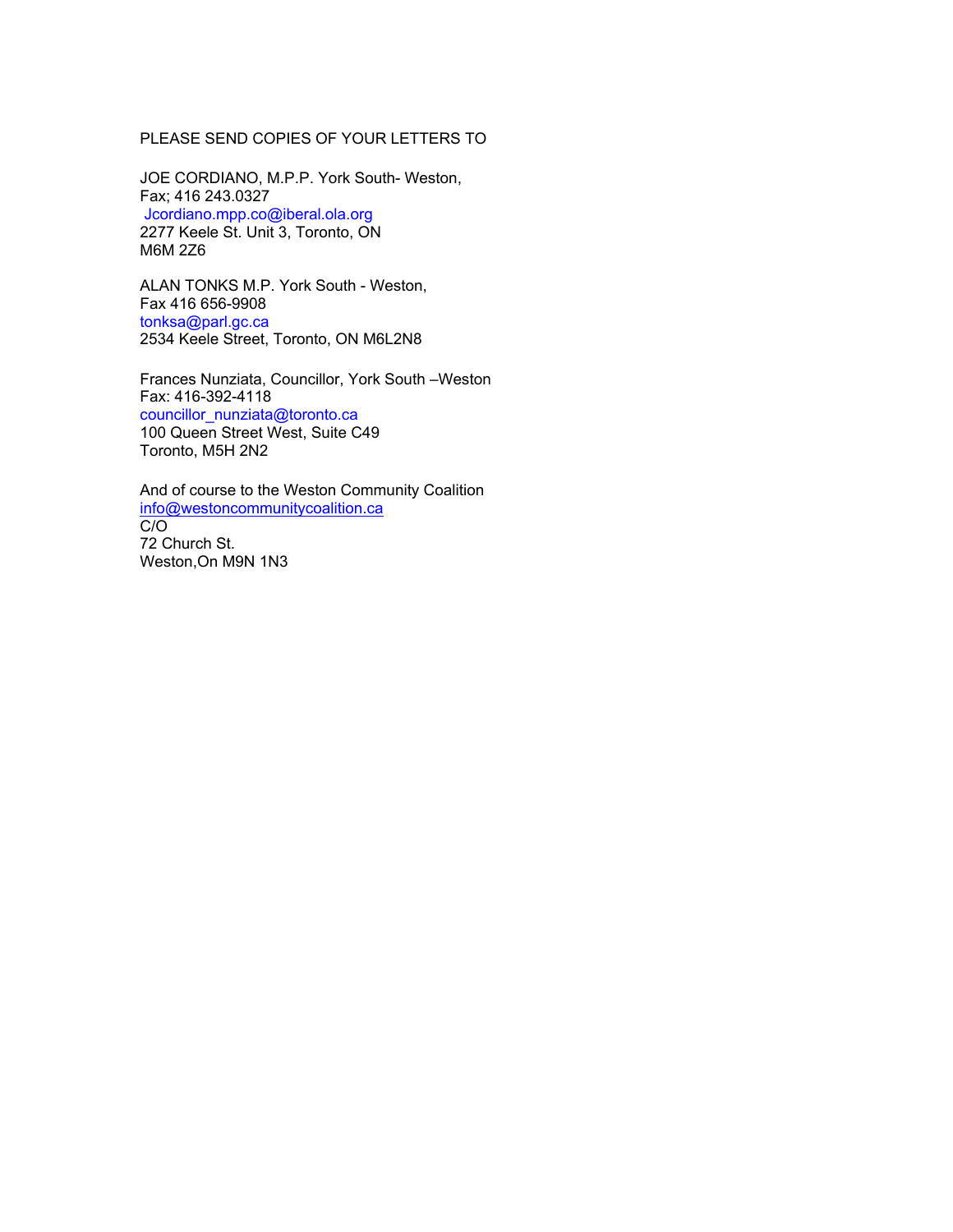PLEASE SEND COPIES OF YOUR LETTERS TO

JOE CORDIANO, M.P.P. York South- Weston,
Fax; 416 243.0327
Jcordiano.mpp.co@iberal.ola.org
2277 Keele St. Unit 3, Toronto, ON
M6M 2Z6

ALAN TONKS M.P. York South - Weston,
Fax 416 656-9908
tonksa@parl.gc.ca
2534 Keele Street, Toronto, ON M6L2N8

Frances Nunziata, Councillor, York South –Weston
Fax: 416-392-4118
councillor_nunziata@toronto.ca
100 Queen Street West, Suite C49
Toronto, M5H 2N2

And of course to the Weston Community Coalition
info@westoncommunitycoalition.ca
C/O
72 Church St.
Weston,On M9N 1N3